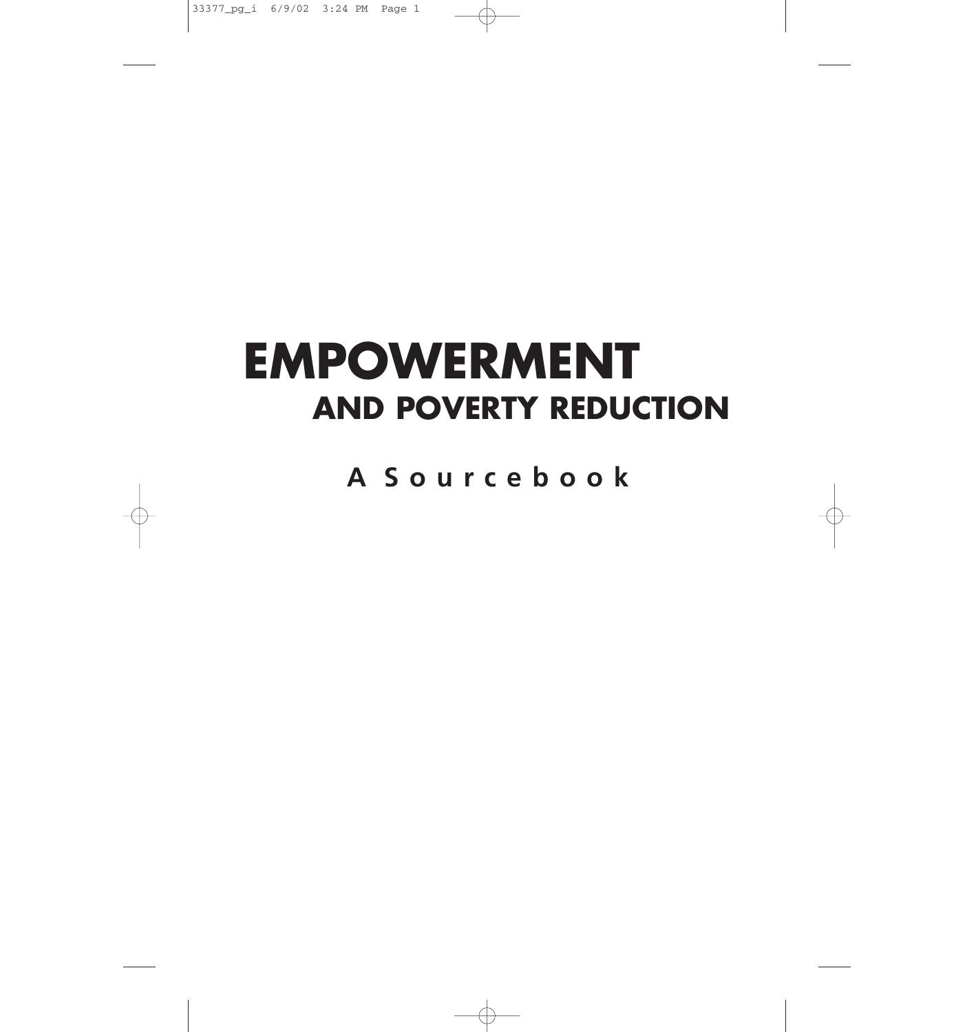# EMPOWERMENT
## AND POVERTY REDUCTION

### A Sourcebook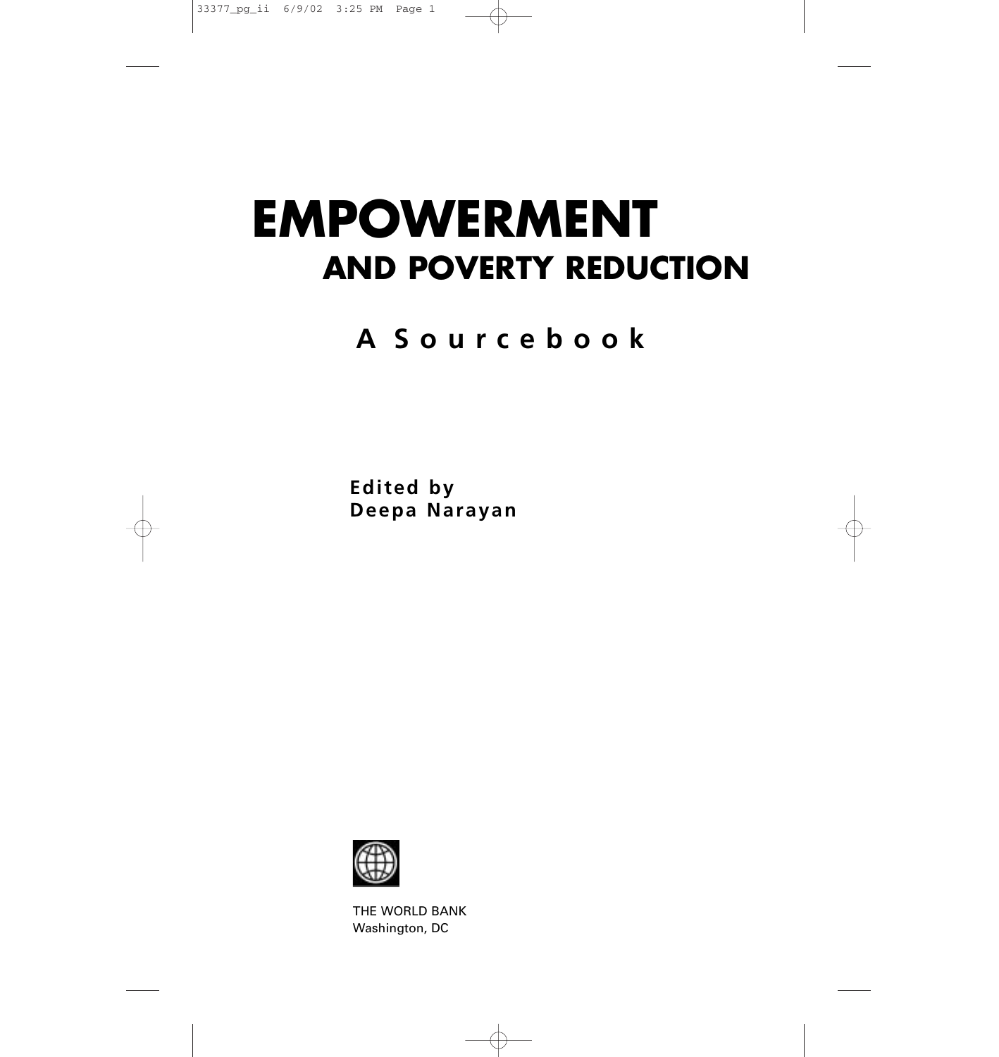# EMPOWERMENT
## AND POVERTY REDUCTION

### A Sourcebook

**Edited by**
**Deepa Narayan**

THE WORLD BANK
Washington, DC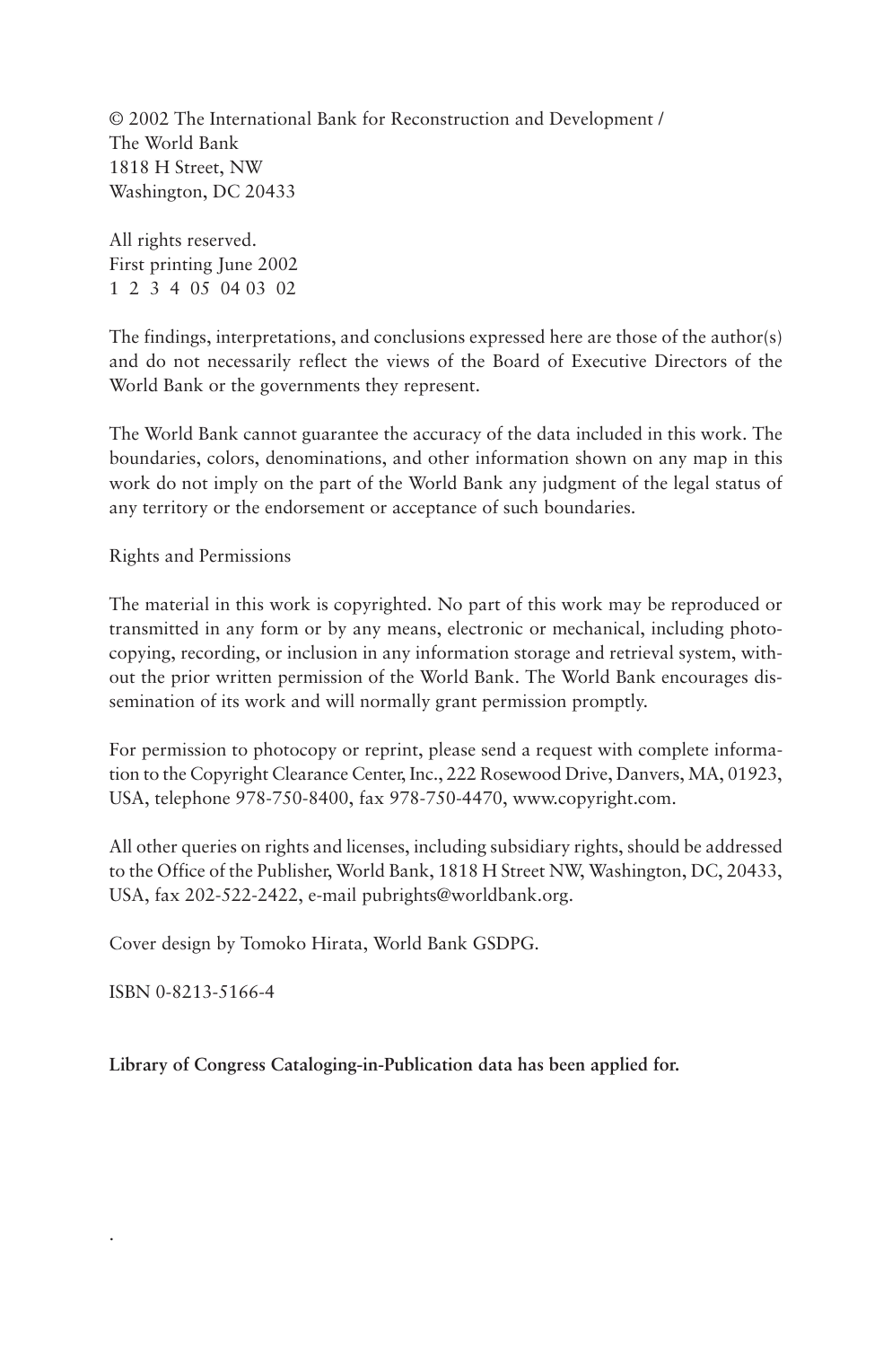© 2002 The International Bank for Reconstruction and Development /
The World Bank
1818 H Street, NW
Washington, DC 20433

All rights reserved.
First printing June 2002
1 2 3 4 05 04 03 02

The findings, interpretations, and conclusions expressed here are those of the author(s) and do not necessarily reflect the views of the Board of Executive Directors of the World Bank or the governments they represent.

The World Bank cannot guarantee the accuracy of the data included in this work. The boundaries, colors, denominations, and other information shown on any map in this work do not imply on the part of the World Bank any judgment of the legal status of any territory or the endorsement or acceptance of such boundaries.

Rights and Permissions

The material in this work is copyrighted. No part of this work may be reproduced or transmitted in any form or by any means, electronic or mechanical, including photocopying, recording, or inclusion in any information storage and retrieval system, without the prior written permission of the World Bank. The World Bank encourages dissemination of its work and will normally grant permission promptly.

For permission to photocopy or reprint, please send a request with complete information to the Copyright Clearance Center, Inc., 222 Rosewood Drive, Danvers, MA, 01923, USA, telephone 978-750-8400, fax 978-750-4470, www.copyright.com.

All other queries on rights and licenses, including subsidiary rights, should be addressed to the Office of the Publisher, World Bank, 1818 H Street NW, Washington, DC, 20433, USA, fax 202-522-2422, e-mail pubrights@worldbank.org.

Cover design by Tomoko Hirata, World Bank GSDPG.

ISBN 0-8213-5166-4

**Library of Congress Cataloging-in-Publication data has been applied for.**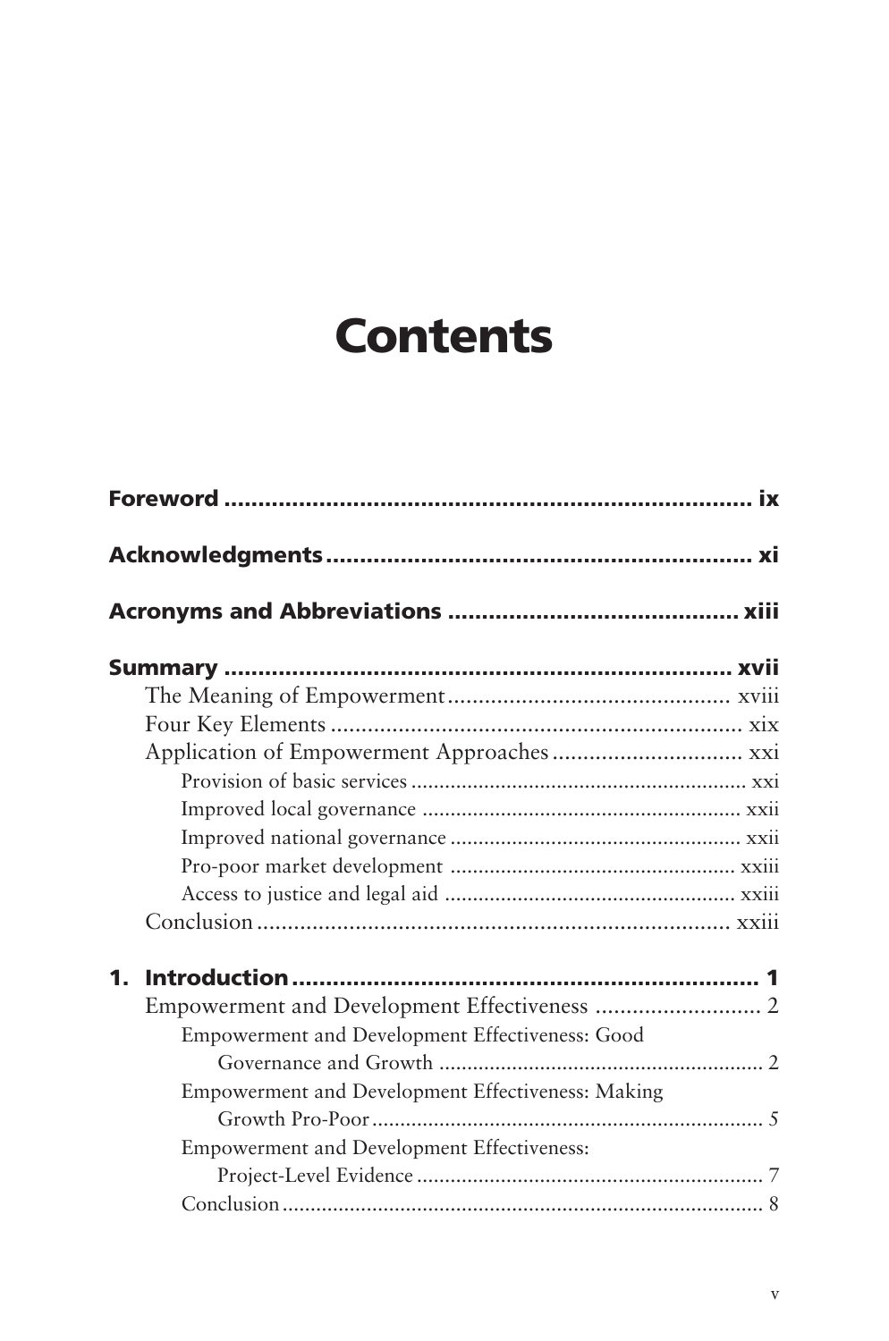# Contents

**Foreword** ............................................................................ ix

**Acknowledgments** ................................................................ xi

**Acronyms and Abbreviations** .......................................... xiii

**Summary** ........................................................................... xvii

The Meaning of Empowerment ............................................. xviii

Four Key Elements .................................................................... xix

Application of Empowerment Approaches .............................. xxi

Provision of basic services ........................................................... xxi

Improved local governance ........................................................ xxii

Improved national governance ................................................... xxii

Pro-poor market development .................................................. xxiii

Access to justice and legal aid ................................................... xxiii

Conclusion ............................................................................. xxiii

**1. Introduction** ....................................................................... 1

Empowerment and Development Effectiveness ........................... 2

Empowerment and Development Effectiveness: Good Governance and Growth ......................................................... 2

Empowerment and Development Effectiveness: Making Growth Pro-Poor ..................................................................... 5

Empowerment and Development Effectiveness: Project-Level Evidence ............................................................. 7

Conclusion ..................................................................................... 8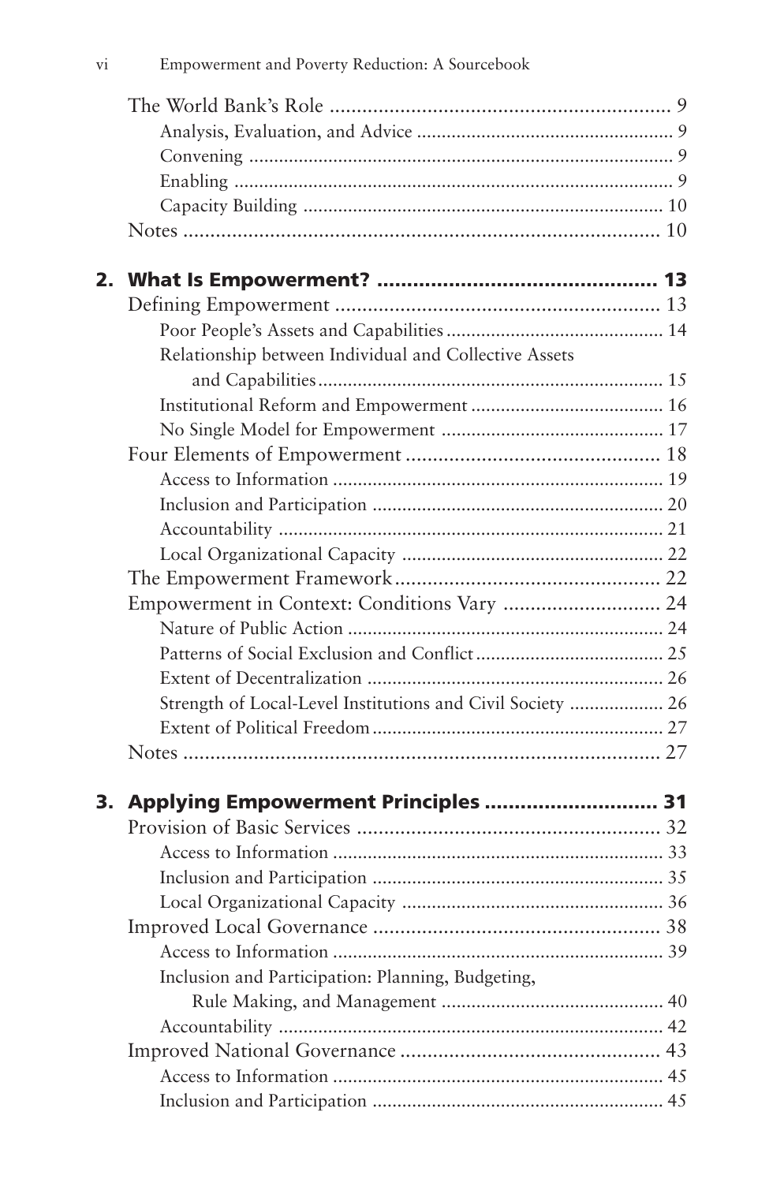The World Bank's Role ........................................................ 9
- Analysis, Evaluation, and Advice ........................................ 9
- Convening ........................................................................ 9
- Enabling .......................................................................... 9
- Capacity Building ............................................................ 10

Notes ................................................................................ 10

**2. What Is Empowerment? ................................................ 13**

Defining Empowerment ...................................................... 13
- Poor People's Assets and Capabilities ................................ 14
- Relationship between Individual and Collective Assets and Capabilities ................................................................ 15
- Institutional Reform and Empowerment ............................ 16
- No Single Model for Empowerment .................................. 17

Four Elements of Empowerment ........................................ 18
- Access to Information ...................................................... 19
- Inclusion and Participation .............................................. 20
- Accountability ................................................................ 21
- Local Organizational Capacity .......................................... 22

The Empowerment Framework .......................................... 22

Empowerment in Context: Conditions Vary ......................... 24
- Nature of Public Action .................................................... 24
- Patterns of Social Exclusion and Conflict .......................... 25
- Extent of Decentralization ................................................ 26
- Strength of Local-Level Institutions and Civil Society .......... 26
- Extent of Political Freedom .............................................. 27

Notes ................................................................................ 27

**3. Applying Empowerment Principles ................................ 31**

Provision of Basic Services .................................................. 32
- Access to Information ...................................................... 33
- Inclusion and Participation .............................................. 35
- Local Organizational Capacity .......................................... 36

Improved Local Governance ................................................ 38
- Access to Information ...................................................... 39
- Inclusion and Participation: Planning, Budgeting, Rule Making, and Management .............................................. 40
- Accountability ................................................................ 42

Improved National Governance .......................................... 43
- Access to Information ...................................................... 45
- Inclusion and Participation .............................................. 45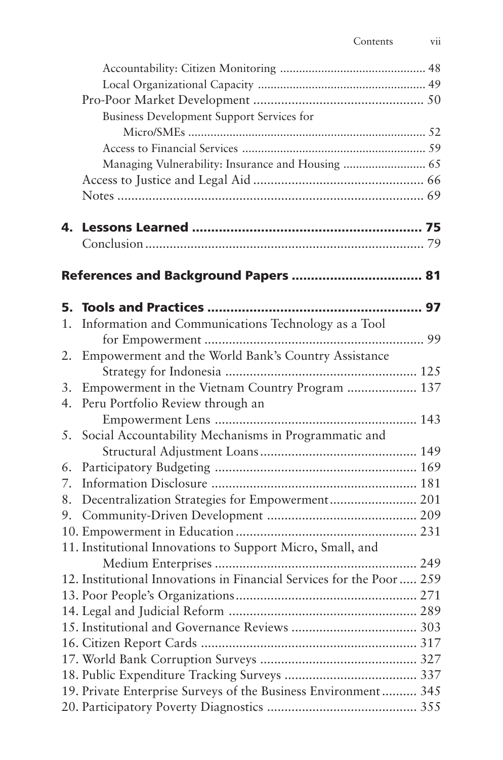Accountability: Citizen Monitoring ............................................ 48
Local Organizational Capacity .................................................. 49
Pro-Poor Market Development ................................................ 50
Business Development Support Services for Micro/SMEs ......................................................................... 52
Access to Financial Services ........................................................ 59
Managing Vulnerability: Insurance and Housing .......................... 65
Access to Justice and Legal Aid ................................................ 66
Notes ........................................................................................ 69

**4. Lessons Learned ........................................................... 75**

Conclusion ................................................................................ 79

**References and Background Papers ................................. 81**

**5. Tools and Practices ........................................................ 97**

1. Information and Communications Technology as a Tool for Empowerment ............................................................... 99
2. Empowerment and the World Bank's Country Assistance Strategy for Indonesia ...................................................... 125
3. Empowerment in the Vietnam Country Program .................... 137
4. Peru Portfolio Review through an Empowerment Lens ......................................................... 143
5. Social Accountability Mechanisms in Programmatic and Structural Adjustment Loans ............................................ 149
6. Participatory Budgeting .......................................................... 169
7. Information Disclosure ........................................................... 181
8. Decentralization Strategies for Empowerment......................... 201
9. Community-Driven Development ........................................... 209
10. Empowerment in Education .................................................... 231
11. Institutional Innovations to Support Micro, Small, and Medium Enterprises ......................................................... 249
12. Institutional Innovations in Financial Services for the Poor ..... 259
13. Poor People's Organizations.................................................... 271
14. Legal and Judicial Reform ..................................................... 289
15. Institutional and Governance Reviews .................................... 303
16. Citizen Report Cards .............................................................. 317
17. World Bank Corruption Surveys ............................................. 327
18. Public Expenditure Tracking Surveys ..................................... 337
19. Private Enterprise Surveys of the Business Environment .......... 345
20. Participatory Poverty Diagnostics ........................................... 355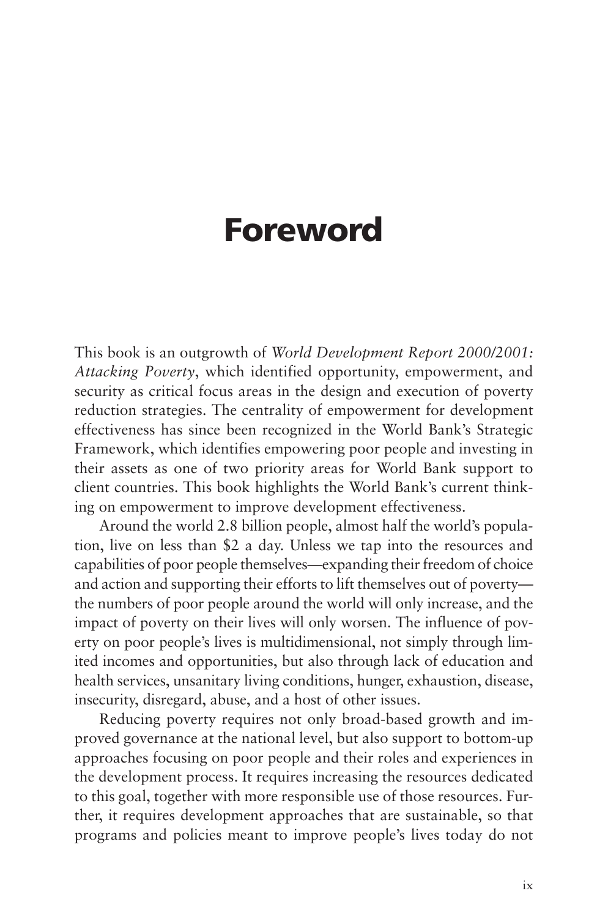# Foreword

This book is an outgrowth of *World Development Report 2000/2001: Attacking Poverty*, which identified opportunity, empowerment, and security as critical focus areas in the design and execution of poverty reduction strategies. The centrality of empowerment for development effectiveness has since been recognized in the World Bank's Strategic Framework, which identifies empowering poor people and investing in their assets as one of two priority areas for World Bank support to client countries. This book highlights the World Bank's current thinking on empowerment to improve development effectiveness.

Around the world 2.8 billion people, almost half the world's population, live on less than $2 a day. Unless we tap into the resources and capabilities of poor people themselves—expanding their freedom of choice and action and supporting their efforts to lift themselves out of poverty—the numbers of poor people around the world will only increase, and the impact of poverty on their lives will only worsen. The influence of poverty on poor people's lives is multidimensional, not simply through limited incomes and opportunities, but also through lack of education and health services, unsanitary living conditions, hunger, exhaustion, disease, insecurity, disregard, abuse, and a host of other issues.

Reducing poverty requires not only broad-based growth and improved governance at the national level, but also support to bottom-up approaches focusing on poor people and their roles and experiences in the development process. It requires increasing the resources dedicated to this goal, together with more responsible use of those resources. Further, it requires development approaches that are sustainable, so that programs and policies meant to improve people's lives today do not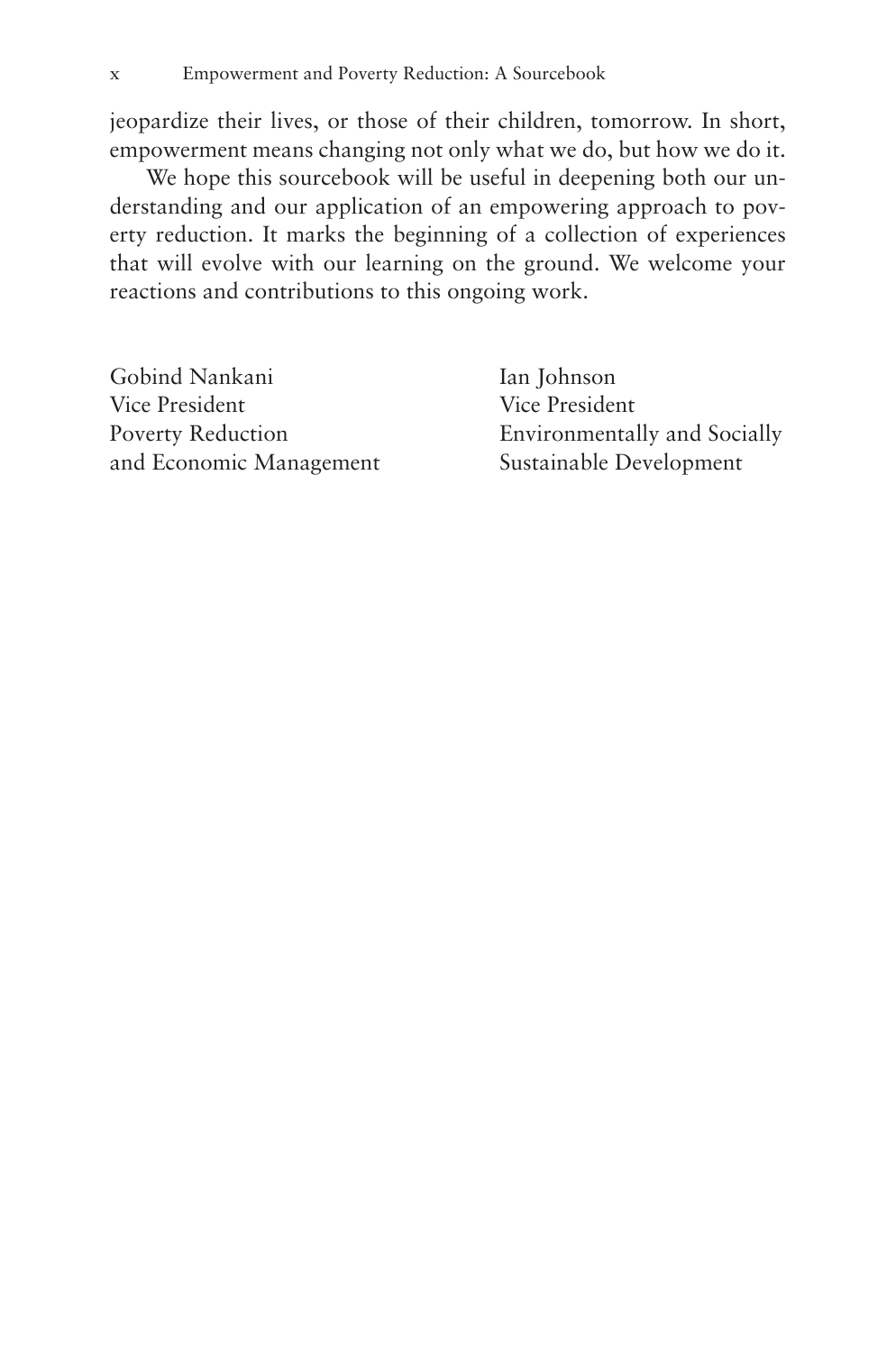jeopardize their lives, or those of their children, tomorrow. In short, empowerment means changing not only what we do, but how we do it.

We hope this sourcebook will be useful in deepening both our understanding and our application of an empowering approach to poverty reduction. It marks the beginning of a collection of experiences that will evolve with our learning on the ground. We welcome your reactions and contributions to this ongoing work.

Gobind Nankani
Vice President
Poverty Reduction
and Economic Management

Ian Johnson
Vice President
Environmentally and Socially
Sustainable Development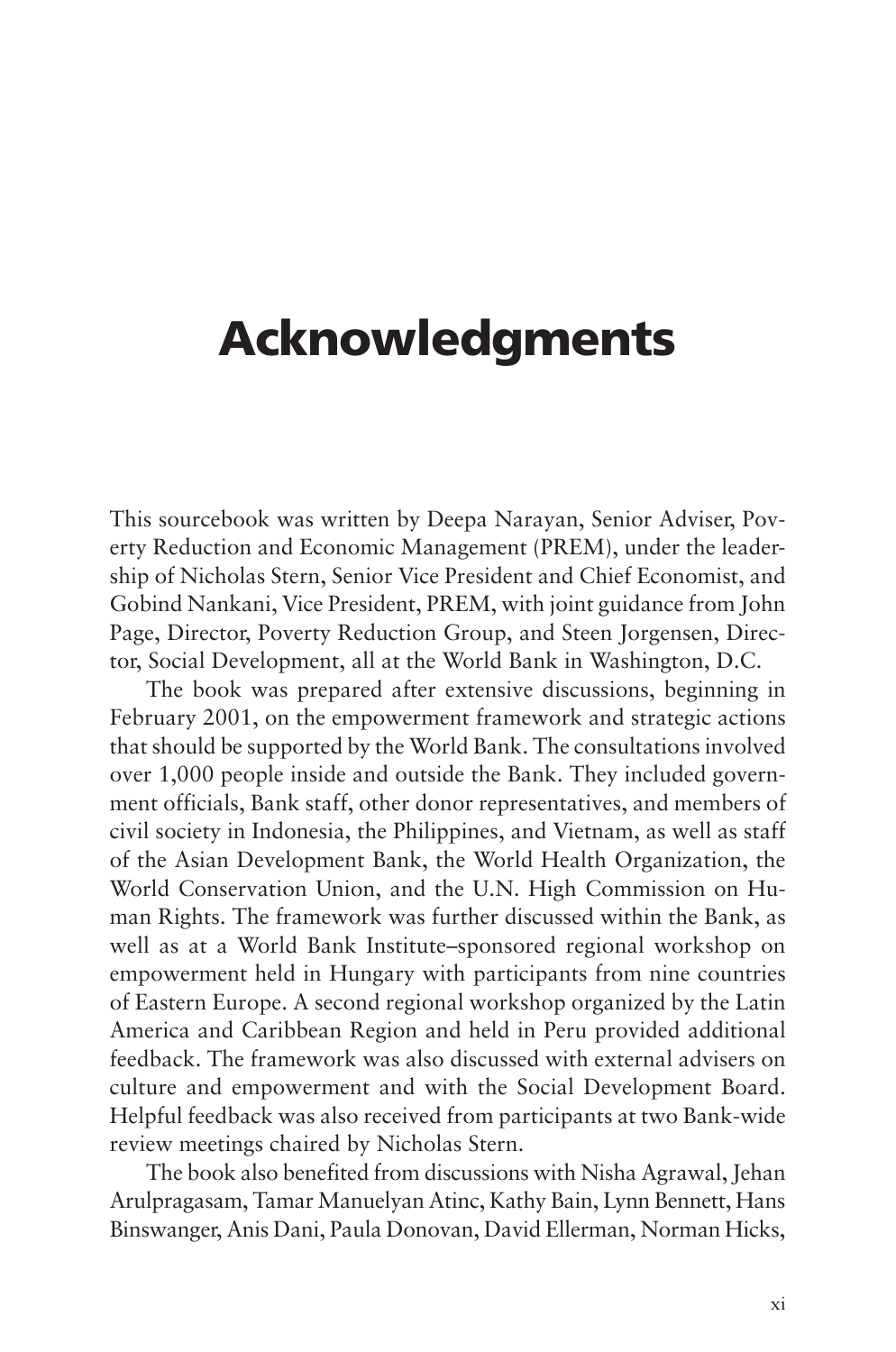# Acknowledgments

This sourcebook was written by Deepa Narayan, Senior Adviser, Poverty Reduction and Economic Management (PREM), under the leadership of Nicholas Stern, Senior Vice President and Chief Economist, and Gobind Nankani, Vice President, PREM, with joint guidance from John Page, Director, Poverty Reduction Group, and Steen Jorgensen, Director, Social Development, all at the World Bank in Washington, D.C.

The book was prepared after extensive discussions, beginning in February 2001, on the empowerment framework and strategic actions that should be supported by the World Bank. The consultations involved over 1,000 people inside and outside the Bank. They included government officials, Bank staff, other donor representatives, and members of civil society in Indonesia, the Philippines, and Vietnam, as well as staff of the Asian Development Bank, the World Health Organization, the World Conservation Union, and the U.N. High Commission on Human Rights. The framework was further discussed within the Bank, as well as at a World Bank Institute–sponsored regional workshop on empowerment held in Hungary with participants from nine countries of Eastern Europe. A second regional workshop organized by the Latin America and Caribbean Region and held in Peru provided additional feedback. The framework was also discussed with external advisers on culture and empowerment and with the Social Development Board. Helpful feedback was also received from participants at two Bank-wide review meetings chaired by Nicholas Stern.

The book also benefited from discussions with Nisha Agrawal, Jehan Arulpragasam, Tamar Manuelyan Atinc, Kathy Bain, Lynn Bennett, Hans Binswanger, Anis Dani, Paula Donovan, David Ellerman, Norman Hicks,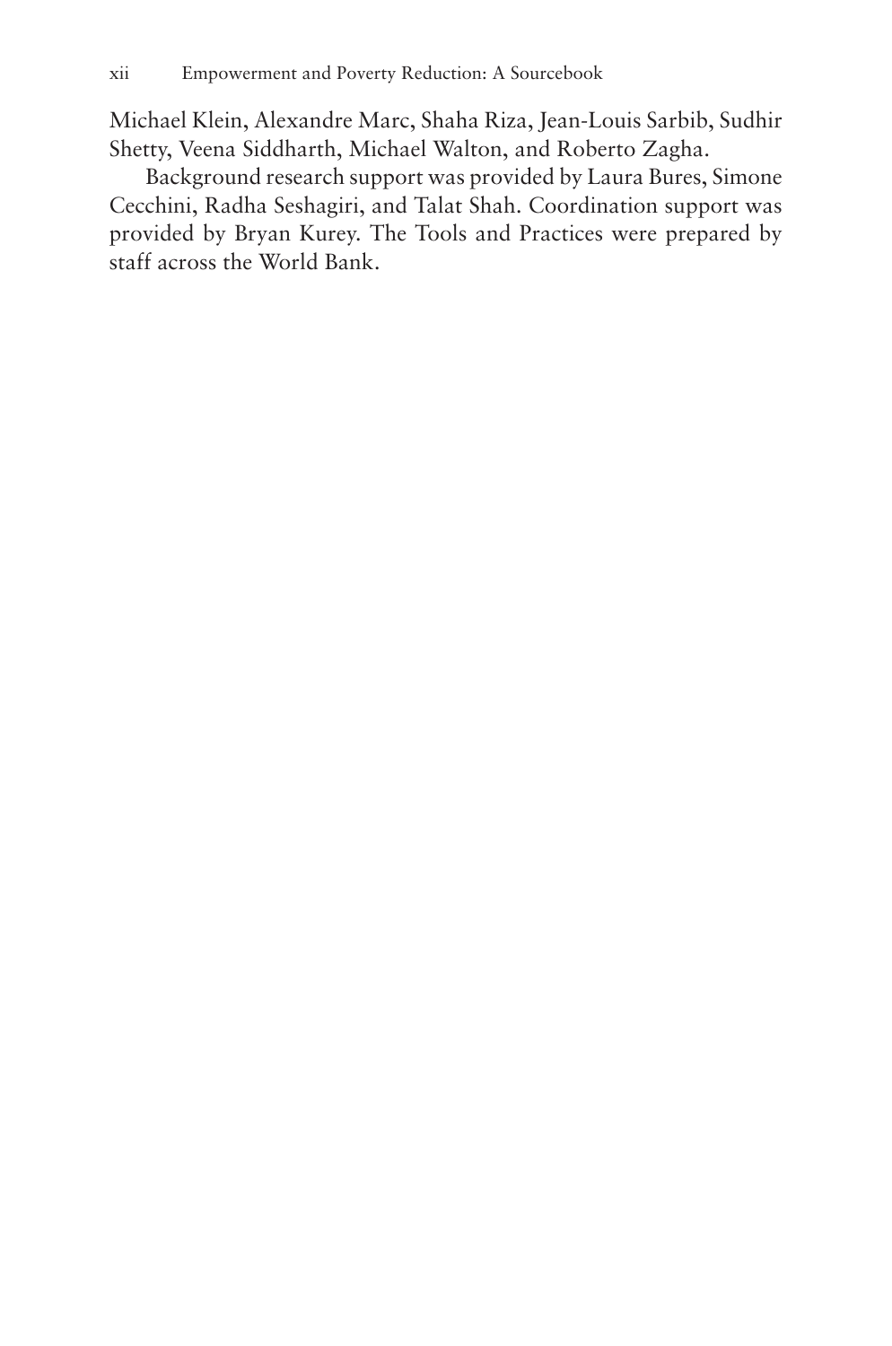Michael Klein, Alexandre Marc, Shaha Riza, Jean-Louis Sarbib, Sudhir Shetty, Veena Siddharth, Michael Walton, and Roberto Zagha.

Background research support was provided by Laura Bures, Simone Cecchini, Radha Seshagiri, and Talat Shah. Coordination support was provided by Bryan Kurey. The Tools and Practices were prepared by staff across the World Bank.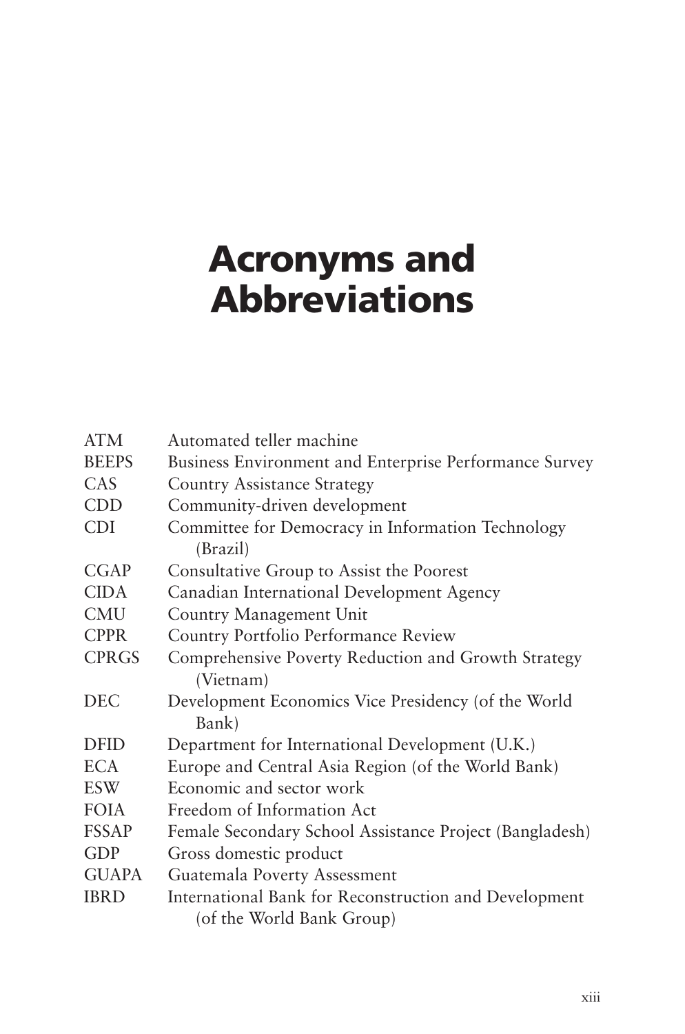# Acronyms and Abbreviations

| | |
|---|---|
| ATM | Automated teller machine |
| BEEPS | Business Environment and Enterprise Performance Survey |
| CAS | Country Assistance Strategy |
| CDD | Community-driven development |
| CDI | Committee for Democracy in Information Technology (Brazil) |
| CGAP | Consultative Group to Assist the Poorest |
| CIDA | Canadian International Development Agency |
| CMU | Country Management Unit |
| CPPR | Country Portfolio Performance Review |
| CPRGS | Comprehensive Poverty Reduction and Growth Strategy (Vietnam) |
| DEC | Development Economics Vice Presidency (of the World Bank) |
| DFID | Department for International Development (U.K.) |
| ECA | Europe and Central Asia Region (of the World Bank) |
| ESW | Economic and sector work |
| FOIA | Freedom of Information Act |
| FSSAP | Female Secondary School Assistance Project (Bangladesh) |
| GDP | Gross domestic product |
| GUAPA | Guatemala Poverty Assessment |
| IBRD | International Bank for Reconstruction and Development (of the World Bank Group) |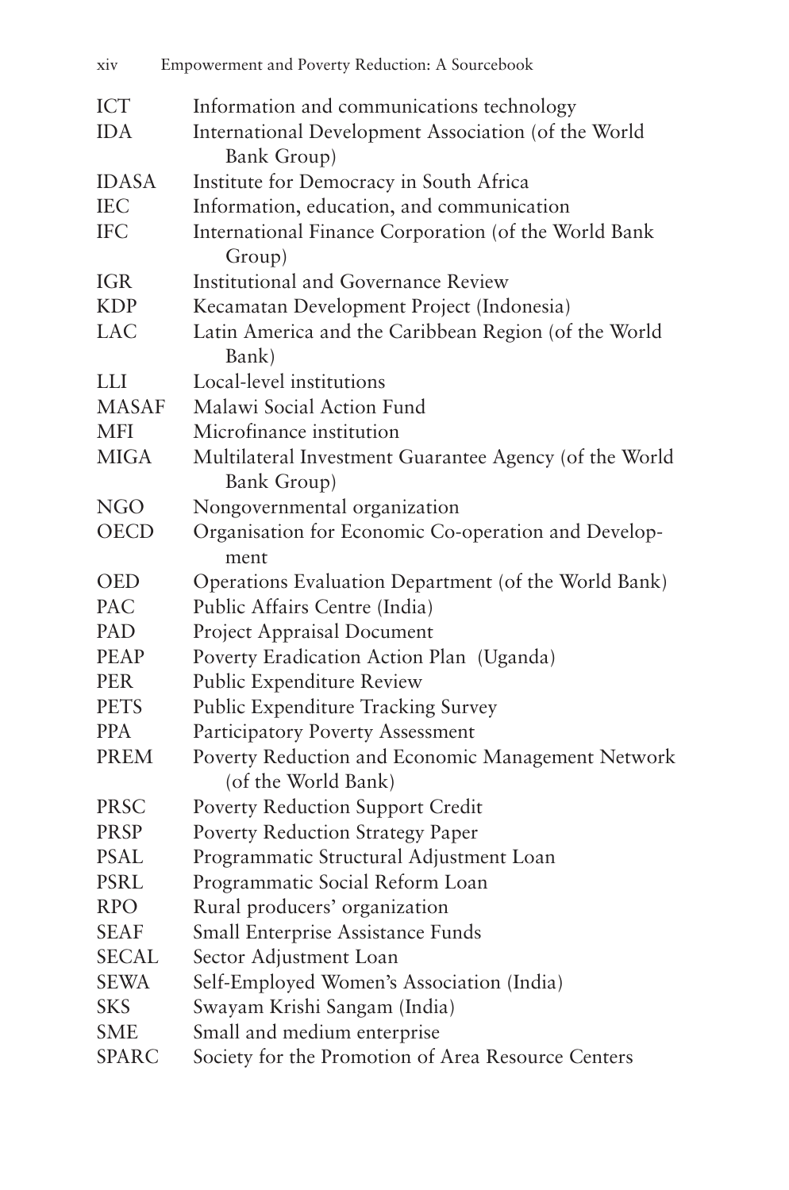| | |
|---|---|
| ICT | Information and communications technology |
| IDA | International Development Association (of the World Bank Group) |
| IDASA | Institute for Democracy in South Africa |
| IEC | Information, education, and communication |
| IFC | International Finance Corporation (of the World Bank Group) |
| IGR | Institutional and Governance Review |
| KDP | Kecamatan Development Project (Indonesia) |
| LAC | Latin America and the Caribbean Region (of the World Bank) |
| LLI | Local-level institutions |
| MASAF | Malawi Social Action Fund |
| MFI | Microfinance institution |
| MIGA | Multilateral Investment Guarantee Agency (of the World Bank Group) |
| NGO | Nongovernmental organization |
| OECD | Organisation for Economic Co-operation and Development |
| OED | Operations Evaluation Department (of the World Bank) |
| PAC | Public Affairs Centre (India) |
| PAD | Project Appraisal Document |
| PEAP | Poverty Eradication Action Plan (Uganda) |
| PER | Public Expenditure Review |
| PETS | Public Expenditure Tracking Survey |
| PPA | Participatory Poverty Assessment |
| PREM | Poverty Reduction and Economic Management Network (of the World Bank) |
| PRSC | Poverty Reduction Support Credit |
| PRSP | Poverty Reduction Strategy Paper |
| PSAL | Programmatic Structural Adjustment Loan |
| PSRL | Programmatic Social Reform Loan |
| RPO | Rural producers' organization |
| SEAF | Small Enterprise Assistance Funds |
| SECAL | Sector Adjustment Loan |
| SEWA | Self-Employed Women's Association (India) |
| SKS | Swayam Krishi Sangam (India) |
| SME | Small and medium enterprise |
| SPARC | Society for the Promotion of Area Resource Centers |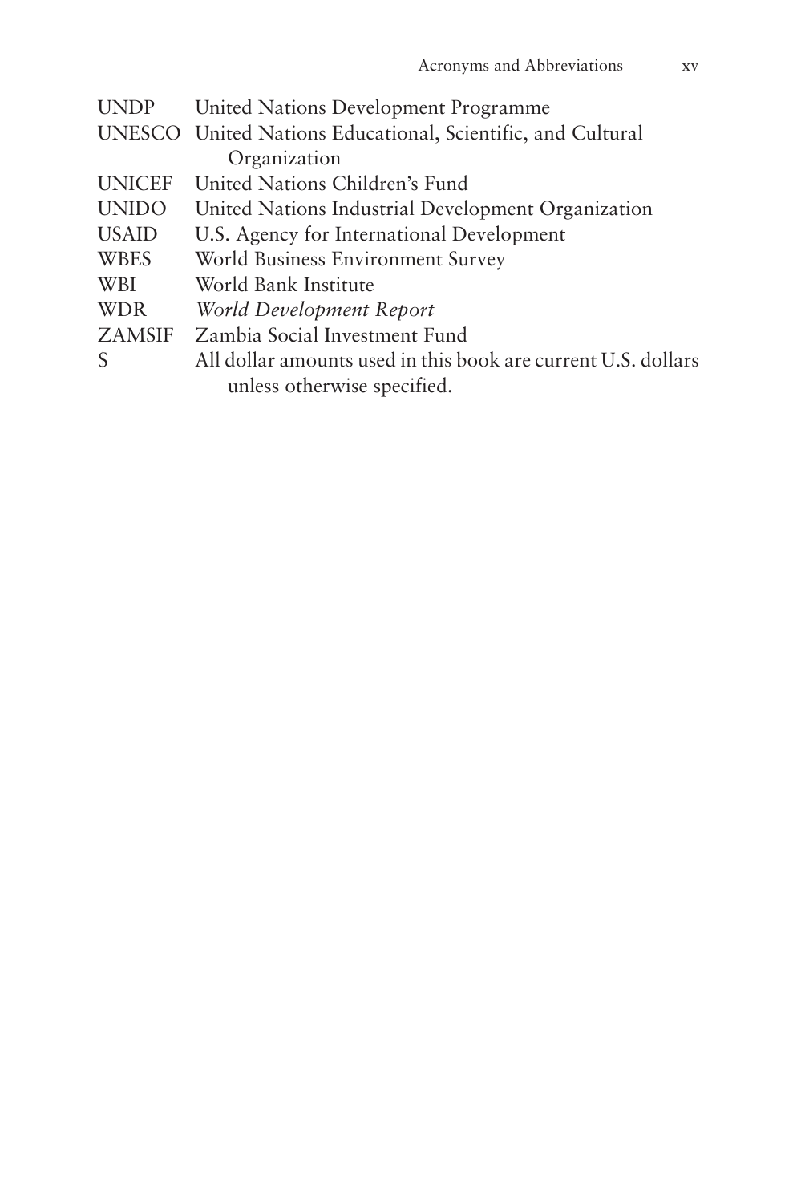| | |
|---|---|
| UNDP | United Nations Development Programme |
| UNESCO | United Nations Educational, Scientific, and Cultural Organization |
| UNICEF | United Nations Children's Fund |
| UNIDO | United Nations Industrial Development Organization |
| USAID | U.S. Agency for International Development |
| WBES | World Business Environment Survey |
| WBI | World Bank Institute |
| WDR | *World Development Report* |
| ZAMSIF | Zambia Social Investment Fund |
| $ | All dollar amounts used in this book are current U.S. dollars unless otherwise specified. |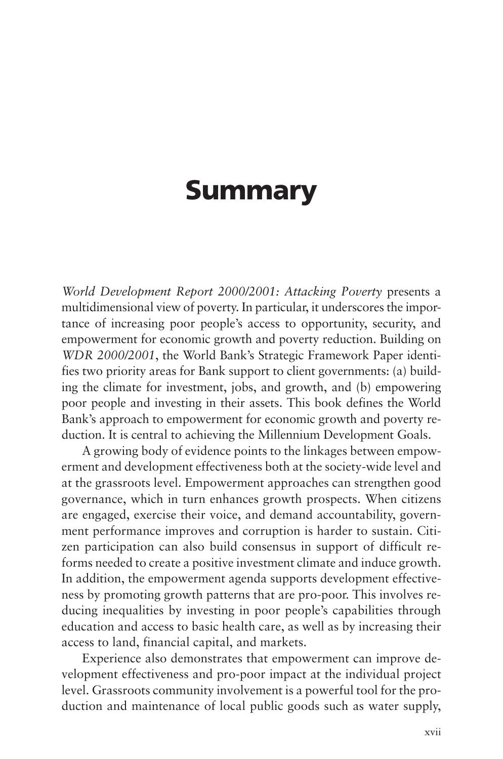# Summary

*World Development Report 2000/2001: Attacking Poverty* presents a multidimensional view of poverty. In particular, it underscores the importance of increasing poor people's access to opportunity, security, and empowerment for economic growth and poverty reduction. Building on *WDR 2000/2001*, the World Bank's Strategic Framework Paper identifies two priority areas for Bank support to client governments: (a) building the climate for investment, jobs, and growth, and (b) empowering poor people and investing in their assets. This book defines the World Bank's approach to empowerment for economic growth and poverty reduction. It is central to achieving the Millennium Development Goals.

A growing body of evidence points to the linkages between empowerment and development effectiveness both at the society-wide level and at the grassroots level. Empowerment approaches can strengthen good governance, which in turn enhances growth prospects. When citizens are engaged, exercise their voice, and demand accountability, government performance improves and corruption is harder to sustain. Citizen participation can also build consensus in support of difficult reforms needed to create a positive investment climate and induce growth. In addition, the empowerment agenda supports development effectiveness by promoting growth patterns that are pro-poor. This involves reducing inequalities by investing in poor people's capabilities through education and access to basic health care, as well as by increasing their access to land, financial capital, and markets.

Experience also demonstrates that empowerment can improve development effectiveness and pro-poor impact at the individual project level. Grassroots community involvement is a powerful tool for the production and maintenance of local public goods such as water supply,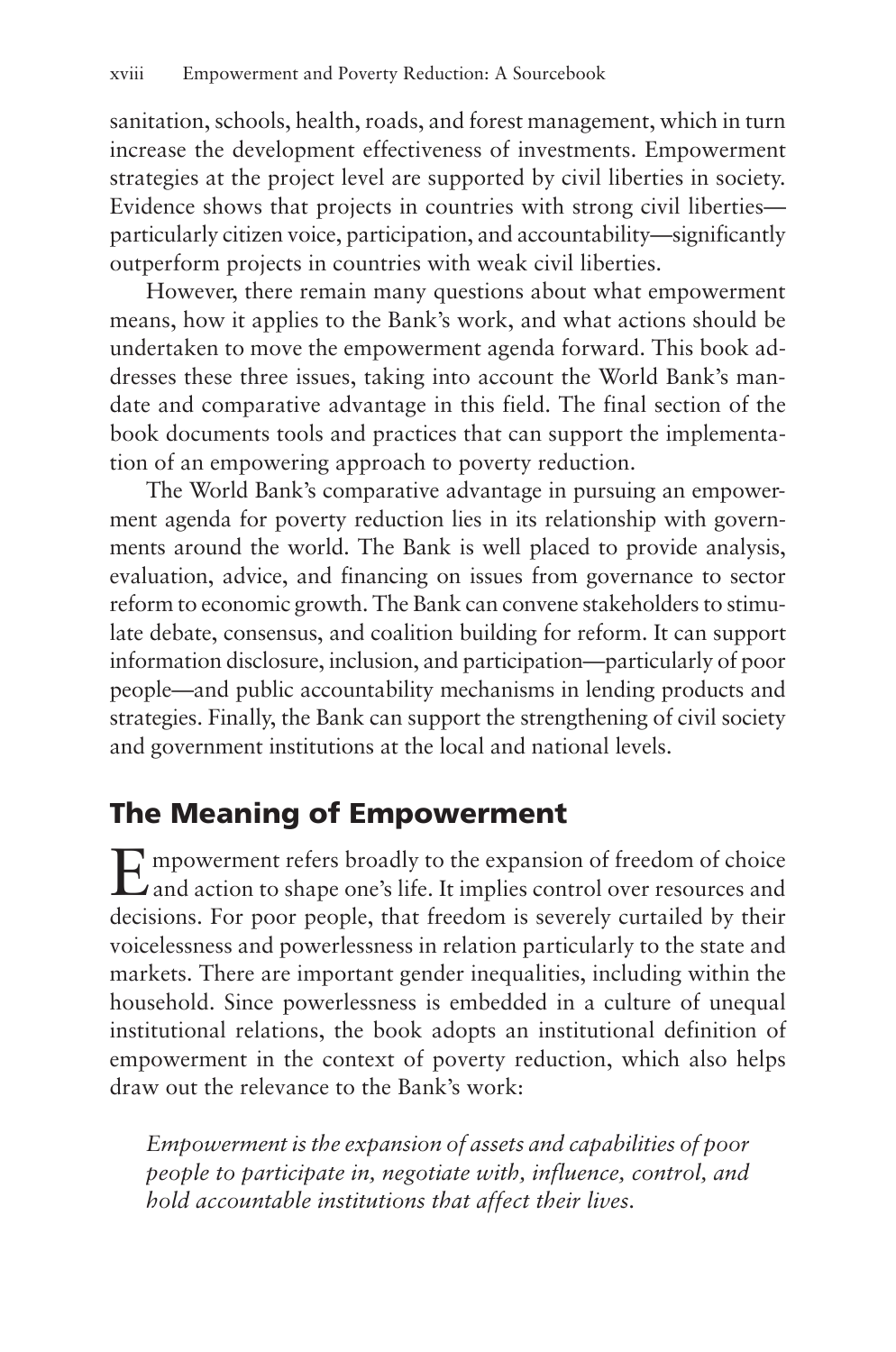sanitation, schools, health, roads, and forest management, which in turn increase the development effectiveness of investments. Empowerment strategies at the project level are supported by civil liberties in society. Evidence shows that projects in countries with strong civil liberties—particularly citizen voice, participation, and accountability—significantly outperform projects in countries with weak civil liberties.

However, there remain many questions about what empowerment means, how it applies to the Bank's work, and what actions should be undertaken to move the empowerment agenda forward. This book addresses these three issues, taking into account the World Bank's mandate and comparative advantage in this field. The final section of the book documents tools and practices that can support the implementation of an empowering approach to poverty reduction.

The World Bank's comparative advantage in pursuing an empowerment agenda for poverty reduction lies in its relationship with governments around the world. The Bank is well placed to provide analysis, evaluation, advice, and financing on issues from governance to sector reform to economic growth. The Bank can convene stakeholders to stimulate debate, consensus, and coalition building for reform. It can support information disclosure, inclusion, and participation—particularly of poor people—and public accountability mechanisms in lending products and strategies. Finally, the Bank can support the strengthening of civil society and government institutions at the local and national levels.

## The Meaning of Empowerment

Empowerment refers broadly to the expansion of freedom of choice and action to shape one's life. It implies control over resources and decisions. For poor people, that freedom is severely curtailed by their voicelessness and powerlessness in relation particularly to the state and markets. There are important gender inequalities, including within the household. Since powerlessness is embedded in a culture of unequal institutional relations, the book adopts an institutional definition of empowerment in the context of poverty reduction, which also helps draw out the relevance to the Bank's work:

> *Empowerment is the expansion of assets and capabilities of poor people to participate in, negotiate with, influence, control, and hold accountable institutions that affect their lives.*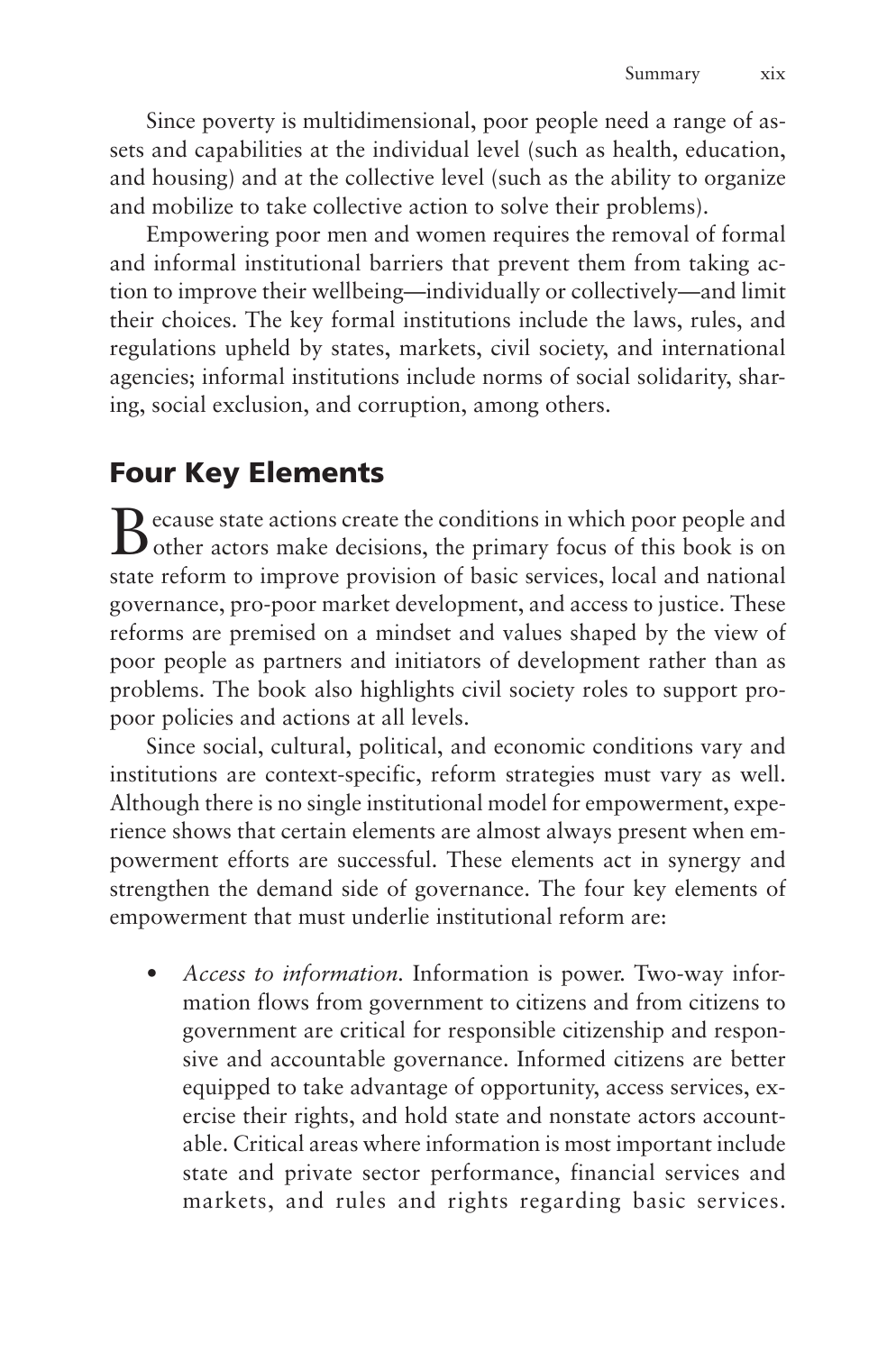Since poverty is multidimensional, poor people need a range of assets and capabilities at the individual level (such as health, education, and housing) and at the collective level (such as the ability to organize and mobilize to take collective action to solve their problems).

Empowering poor men and women requires the removal of formal and informal institutional barriers that prevent them from taking action to improve their wellbeing—individually or collectively—and limit their choices. The key formal institutions include the laws, rules, and regulations upheld by states, markets, civil society, and international agencies; informal institutions include norms of social solidarity, sharing, social exclusion, and corruption, among others.

## Four Key Elements

Because state actions create the conditions in which poor people and other actors make decisions, the primary focus of this book is on state reform to improve provision of basic services, local and national governance, pro-poor market development, and access to justice. These reforms are premised on a mindset and values shaped by the view of poor people as partners and initiators of development rather than as problems. The book also highlights civil society roles to support pro-poor policies and actions at all levels.

Since social, cultural, political, and economic conditions vary and institutions are context-specific, reform strategies must vary as well. Although there is no single institutional model for empowerment, experience shows that certain elements are almost always present when empowerment efforts are successful. These elements act in synergy and strengthen the demand side of governance. The four key elements of empowerment that must underlie institutional reform are:

- *Access to information.* Information is power. Two-way information flows from government to citizens and from citizens to government are critical for responsible citizenship and responsive and accountable governance. Informed citizens are better equipped to take advantage of opportunity, access services, exercise their rights, and hold state and nonstate actors accountable. Critical areas where information is most important include state and private sector performance, financial services and markets, and rules and rights regarding basic services.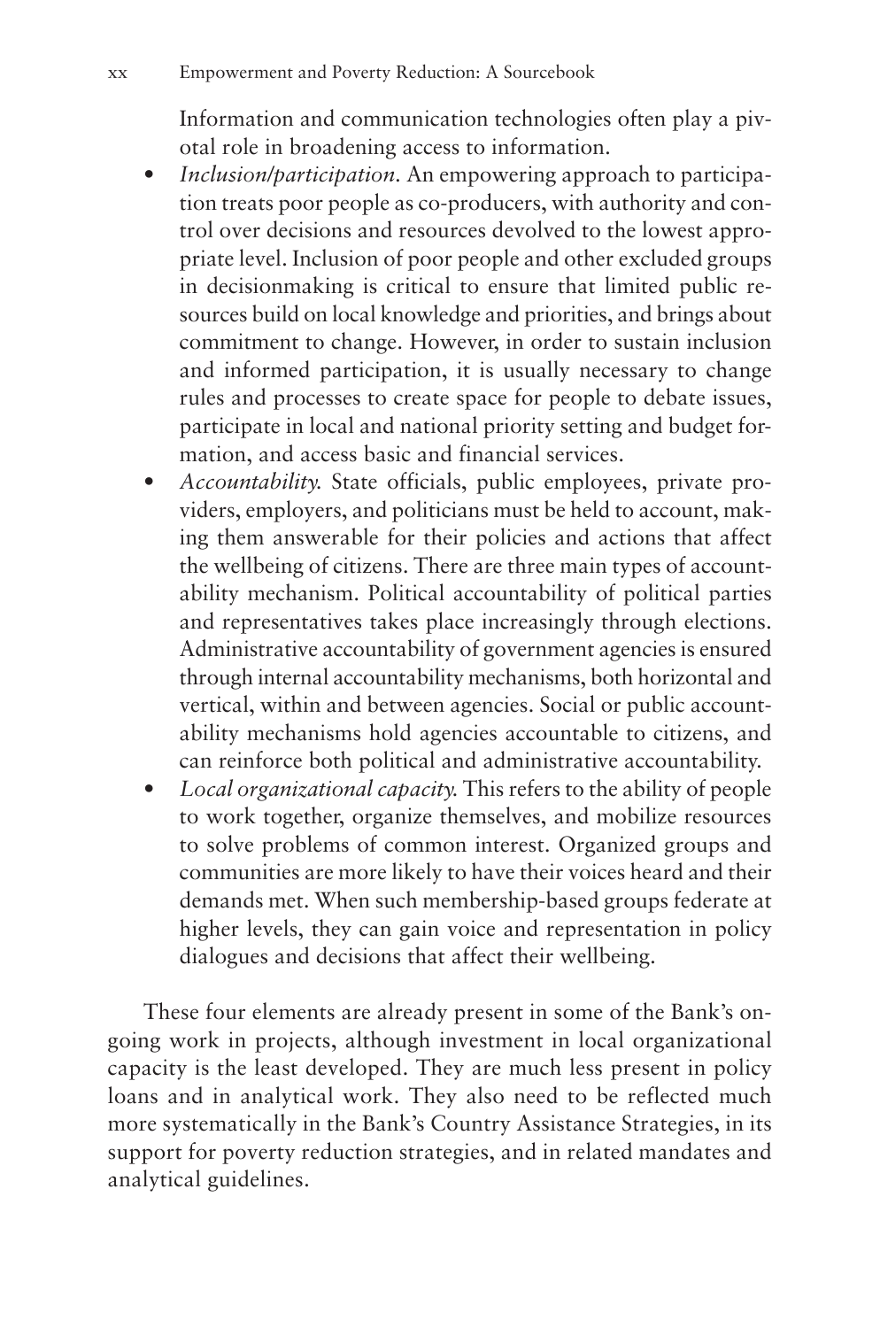Information and communication technologies often play a pivotal role in broadening access to information.

- *Inclusion/participation.* An empowering approach to participation treats poor people as co-producers, with authority and control over decisions and resources devolved to the lowest appropriate level. Inclusion of poor people and other excluded groups in decisionmaking is critical to ensure that limited public resources build on local knowledge and priorities, and brings about commitment to change. However, in order to sustain inclusion and informed participation, it is usually necessary to change rules and processes to create space for people to debate issues, participate in local and national priority setting and budget formation, and access basic and financial services.
- *Accountability.* State officials, public employees, private providers, employers, and politicians must be held to account, making them answerable for their policies and actions that affect the wellbeing of citizens. There are three main types of accountability mechanism. Political accountability of political parties and representatives takes place increasingly through elections. Administrative accountability of government agencies is ensured through internal accountability mechanisms, both horizontal and vertical, within and between agencies. Social or public accountability mechanisms hold agencies accountable to citizens, and can reinforce both political and administrative accountability.
- *Local organizational capacity.* This refers to the ability of people to work together, organize themselves, and mobilize resources to solve problems of common interest. Organized groups and communities are more likely to have their voices heard and their demands met. When such membership-based groups federate at higher levels, they can gain voice and representation in policy dialogues and decisions that affect their wellbeing.

These four elements are already present in some of the Bank's ongoing work in projects, although investment in local organizational capacity is the least developed. They are much less present in policy loans and in analytical work. They also need to be reflected much more systematically in the Bank's Country Assistance Strategies, in its support for poverty reduction strategies, and in related mandates and analytical guidelines.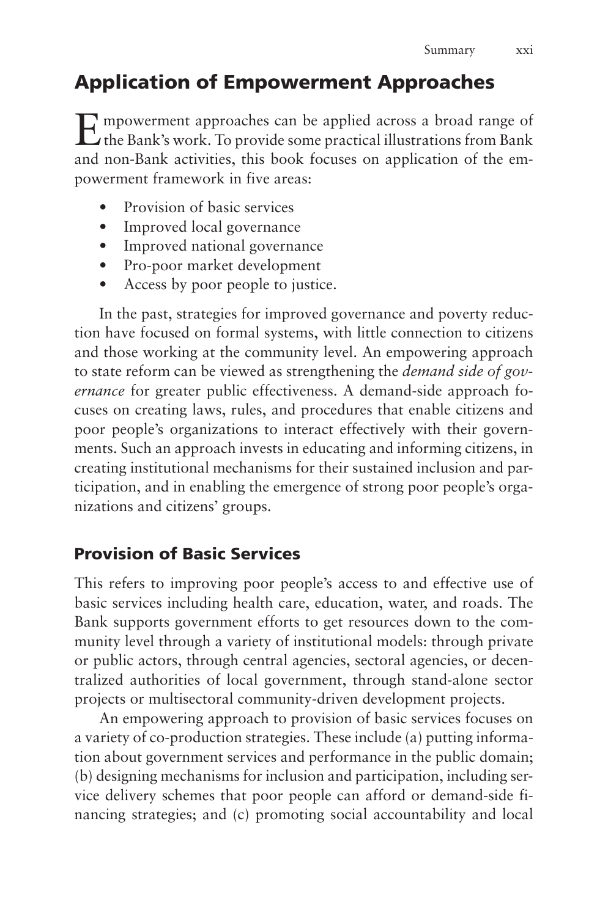## Application of Empowerment Approaches

Empowerment approaches can be applied across a broad range of the Bank's work. To provide some practical illustrations from Bank and non-Bank activities, this book focuses on application of the empowerment framework in five areas:

- Provision of basic services
- Improved local governance
- Improved national governance
- Pro-poor market development
- Access by poor people to justice.

In the past, strategies for improved governance and poverty reduction have focused on formal systems, with little connection to citizens and those working at the community level. An empowering approach to state reform can be viewed as strengthening the *demand side of governance* for greater public effectiveness. A demand-side approach focuses on creating laws, rules, and procedures that enable citizens and poor people's organizations to interact effectively with their governments. Such an approach invests in educating and informing citizens, in creating institutional mechanisms for their sustained inclusion and participation, and in enabling the emergence of strong poor people's organizations and citizens' groups.

### Provision of Basic Services

This refers to improving poor people's access to and effective use of basic services including health care, education, water, and roads. The Bank supports government efforts to get resources down to the community level through a variety of institutional models: through private or public actors, through central agencies, sectoral agencies, or decentralized authorities of local government, through stand-alone sector projects or multisectoral community-driven development projects.

An empowering approach to provision of basic services focuses on a variety of co-production strategies. These include (a) putting information about government services and performance in the public domain; (b) designing mechanisms for inclusion and participation, including service delivery schemes that poor people can afford or demand-side financing strategies; and (c) promoting social accountability and local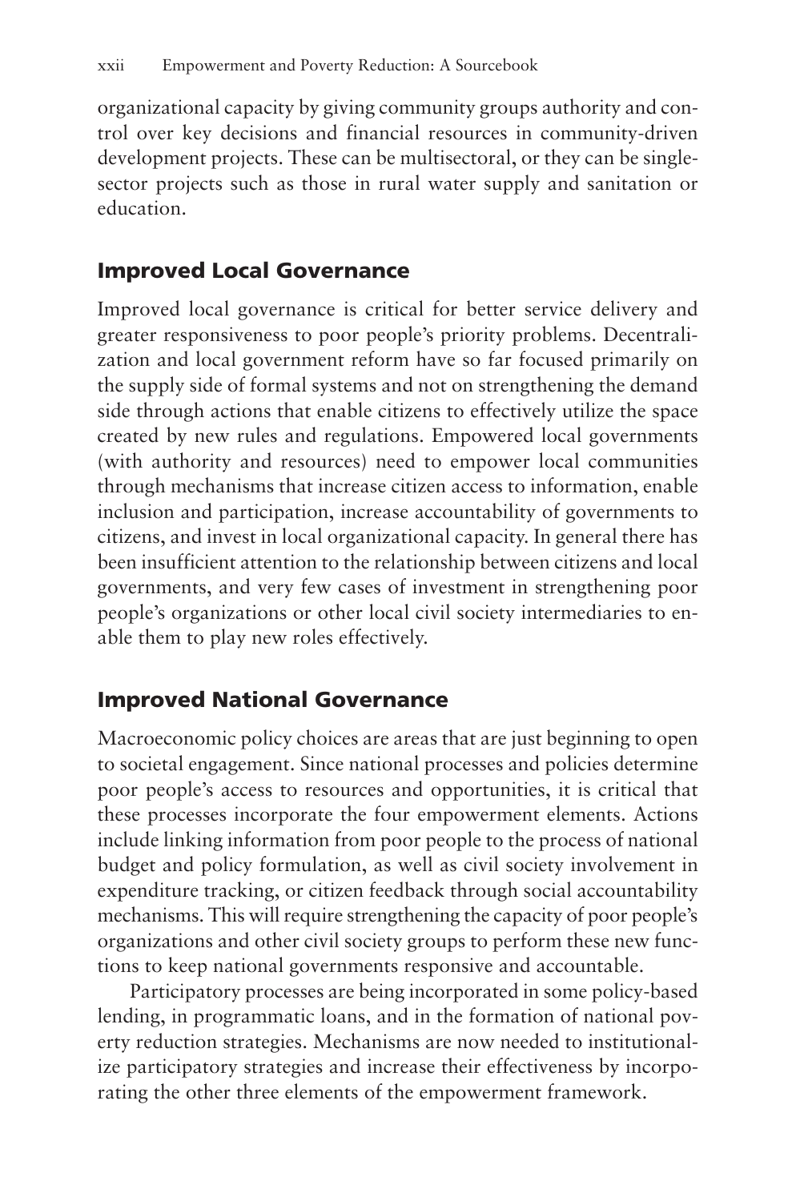organizational capacity by giving community groups authority and control over key decisions and financial resources in community-driven development projects. These can be multisectoral, or they can be single-sector projects such as those in rural water supply and sanitation or education.

## Improved Local Governance

Improved local governance is critical for better service delivery and greater responsiveness to poor people's priority problems. Decentralization and local government reform have so far focused primarily on the supply side of formal systems and not on strengthening the demand side through actions that enable citizens to effectively utilize the space created by new rules and regulations. Empowered local governments (with authority and resources) need to empower local communities through mechanisms that increase citizen access to information, enable inclusion and participation, increase accountability of governments to citizens, and invest in local organizational capacity. In general there has been insufficient attention to the relationship between citizens and local governments, and very few cases of investment in strengthening poor people's organizations or other local civil society intermediaries to enable them to play new roles effectively.

## Improved National Governance

Macroeconomic policy choices are areas that are just beginning to open to societal engagement. Since national processes and policies determine poor people's access to resources and opportunities, it is critical that these processes incorporate the four empowerment elements. Actions include linking information from poor people to the process of national budget and policy formulation, as well as civil society involvement in expenditure tracking, or citizen feedback through social accountability mechanisms. This will require strengthening the capacity of poor people's organizations and other civil society groups to perform these new functions to keep national governments responsive and accountable.

Participatory processes are being incorporated in some policy-based lending, in programmatic loans, and in the formation of national poverty reduction strategies. Mechanisms are now needed to institutionalize participatory strategies and increase their effectiveness by incorporating the other three elements of the empowerment framework.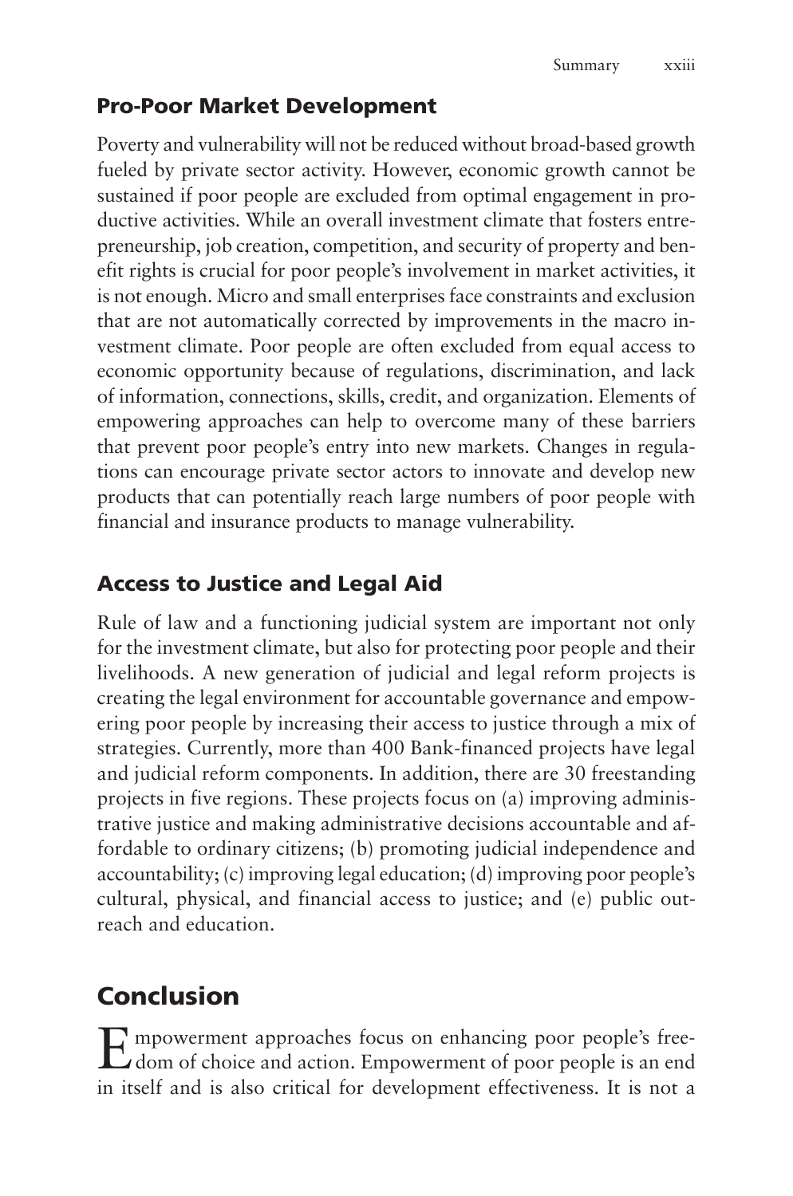### Pro-Poor Market Development

Poverty and vulnerability will not be reduced without broad-based growth fueled by private sector activity. However, economic growth cannot be sustained if poor people are excluded from optimal engagement in productive activities. While an overall investment climate that fosters entrepreneurship, job creation, competition, and security of property and benefit rights is crucial for poor people's involvement in market activities, it is not enough. Micro and small enterprises face constraints and exclusion that are not automatically corrected by improvements in the macro investment climate. Poor people are often excluded from equal access to economic opportunity because of regulations, discrimination, and lack of information, connections, skills, credit, and organization. Elements of empowering approaches can help to overcome many of these barriers that prevent poor people's entry into new markets. Changes in regulations can encourage private sector actors to innovate and develop new products that can potentially reach large numbers of poor people with financial and insurance products to manage vulnerability.

### Access to Justice and Legal Aid

Rule of law and a functioning judicial system are important not only for the investment climate, but also for protecting poor people and their livelihoods. A new generation of judicial and legal reform projects is creating the legal environment for accountable governance and empowering poor people by increasing their access to justice through a mix of strategies. Currently, more than 400 Bank-financed projects have legal and judicial reform components. In addition, there are 30 freestanding projects in five regions. These projects focus on (a) improving administrative justice and making administrative decisions accountable and affordable to ordinary citizens; (b) promoting judicial independence and accountability; (c) improving legal education; (d) improving poor people's cultural, physical, and financial access to justice; and (e) public outreach and education.

## Conclusion

Empowerment approaches focus on enhancing poor people's freedom of choice and action. Empowerment of poor people is an end in itself and is also critical for development effectiveness. It is not a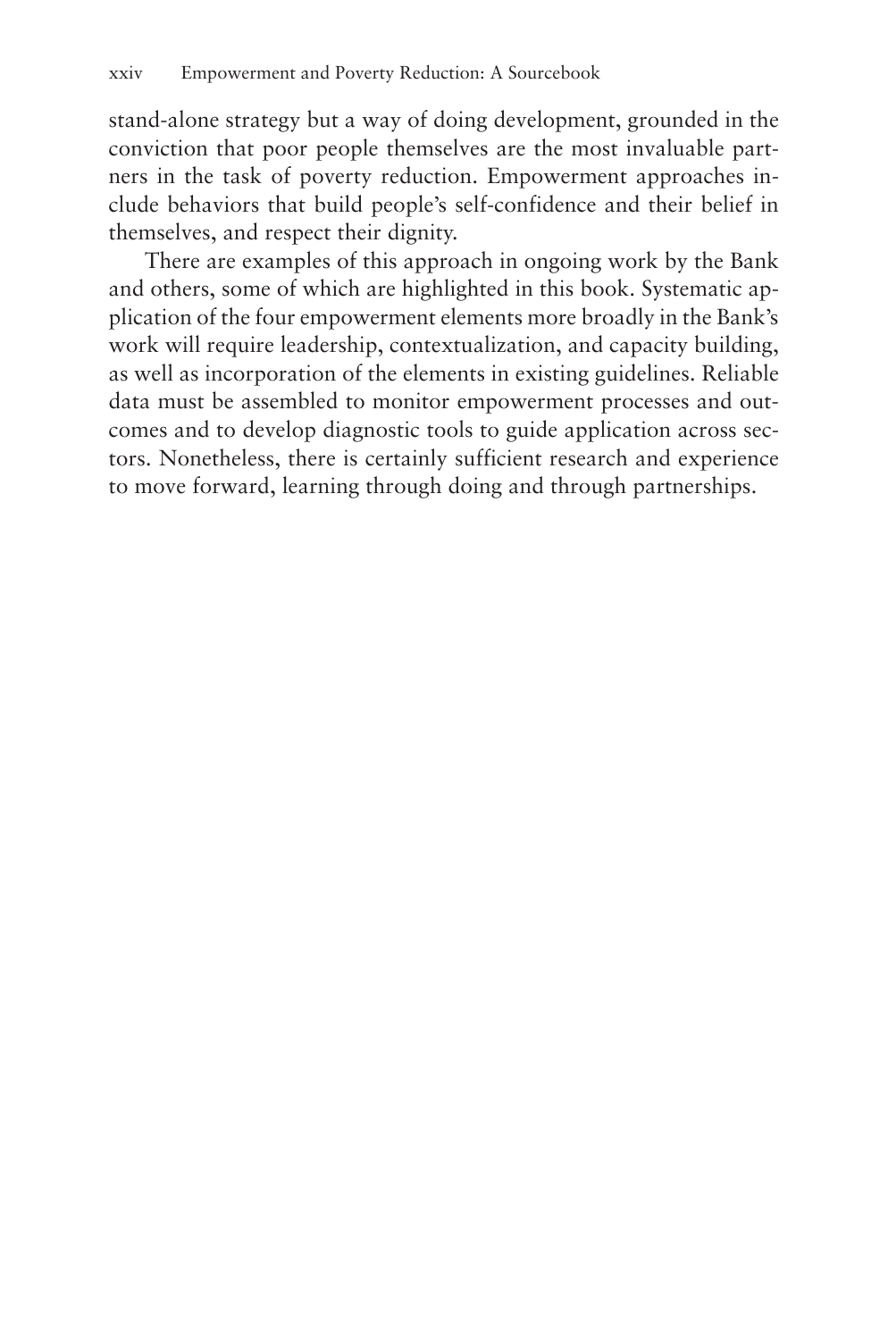stand-alone strategy but a way of doing development, grounded in the conviction that poor people themselves are the most invaluable partners in the task of poverty reduction. Empowerment approaches include behaviors that build people's self-confidence and their belief in themselves, and respect their dignity.

There are examples of this approach in ongoing work by the Bank and others, some of which are highlighted in this book. Systematic application of the four empowerment elements more broadly in the Bank's work will require leadership, contextualization, and capacity building, as well as incorporation of the elements in existing guidelines. Reliable data must be assembled to monitor empowerment processes and outcomes and to develop diagnostic tools to guide application across sectors. Nonetheless, there is certainly sufficient research and experience to move forward, learning through doing and through partnerships.